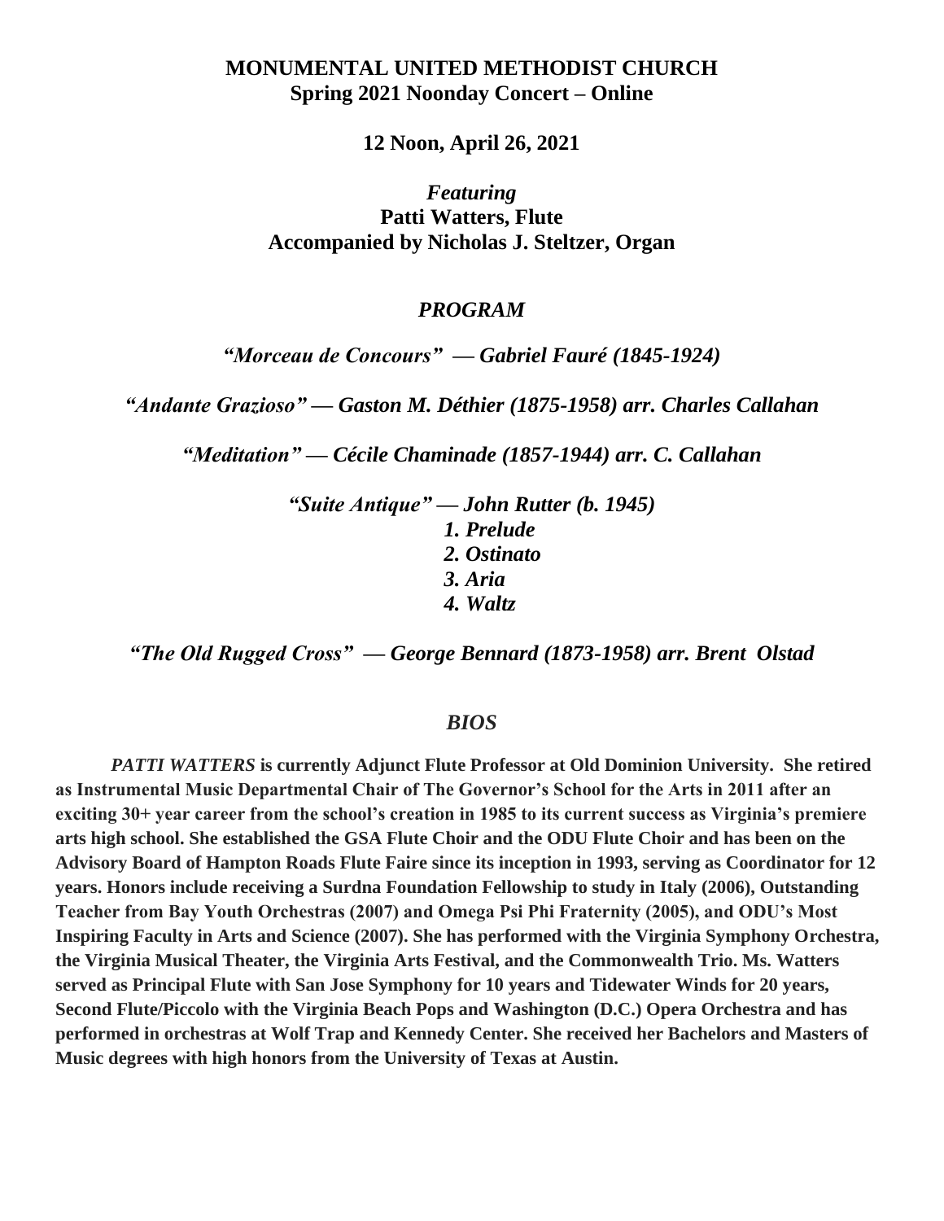# MONUMENTAL UNITED METHODIST CHURCH

## Spring 2021 Noonday Concert – Online

**12 Noon, April 26, 2021**

*Featuring*

**Patti Watters, Flute**

**Accompanied by Nicholas J. Steltzer, Organ**

### *PROGRAM*

*"Morceau de Concours" — Gabriel Fauré (1845-1924)*

*"Andante Grazioso" — Gaston M. Déthier (1875-1958) arr. Charles Callahan*

*"Meditation" — Cécile Chaminade (1857-1944) arr. C. Callahan*

*"Suite Antique" — John Rutter (b. 1945)*

1. *Prelude*
2. *Ostinato*
3. *Aria*
4. *Waltz*

*"The Old Rugged Cross" — George Bennard (1873-1958) arr. Brent Olstad*

### *BIOS*

***PATTI WATTERS*** **is currently Adjunct Flute Professor at Old Dominion University. She retired as Instrumental Music Departmental Chair of The Governor's School for the Arts in 2011 after an exciting 30+ year career from the school's creation in 1985 to its current success as Virginia's premiere arts high school. She established the GSA Flute Choir and the ODU Flute Choir and has been on the Advisory Board of Hampton Roads Flute Faire since its inception in 1993, serving as Coordinator for 12 years. Honors include receiving a Surdna Foundation Fellowship to study in Italy (2006), Outstanding Teacher from Bay Youth Orchestras (2007) and Omega Psi Phi Fraternity (2005), and ODU's Most Inspiring Faculty in Arts and Science (2007). She has performed with the Virginia Symphony Orchestra, the Virginia Musical Theater, the Virginia Arts Festival, and the Commonwealth Trio. Ms. Watters served as Principal Flute with San Jose Symphony for 10 years and Tidewater Winds for 20 years, Second Flute/Piccolo with the Virginia Beach Pops and Washington (D.C.) Opera Orchestra and has performed in orchestras at Wolf Trap and Kennedy Center. She received her Bachelors and Masters of Music degrees with high honors from the University of Texas at Austin.**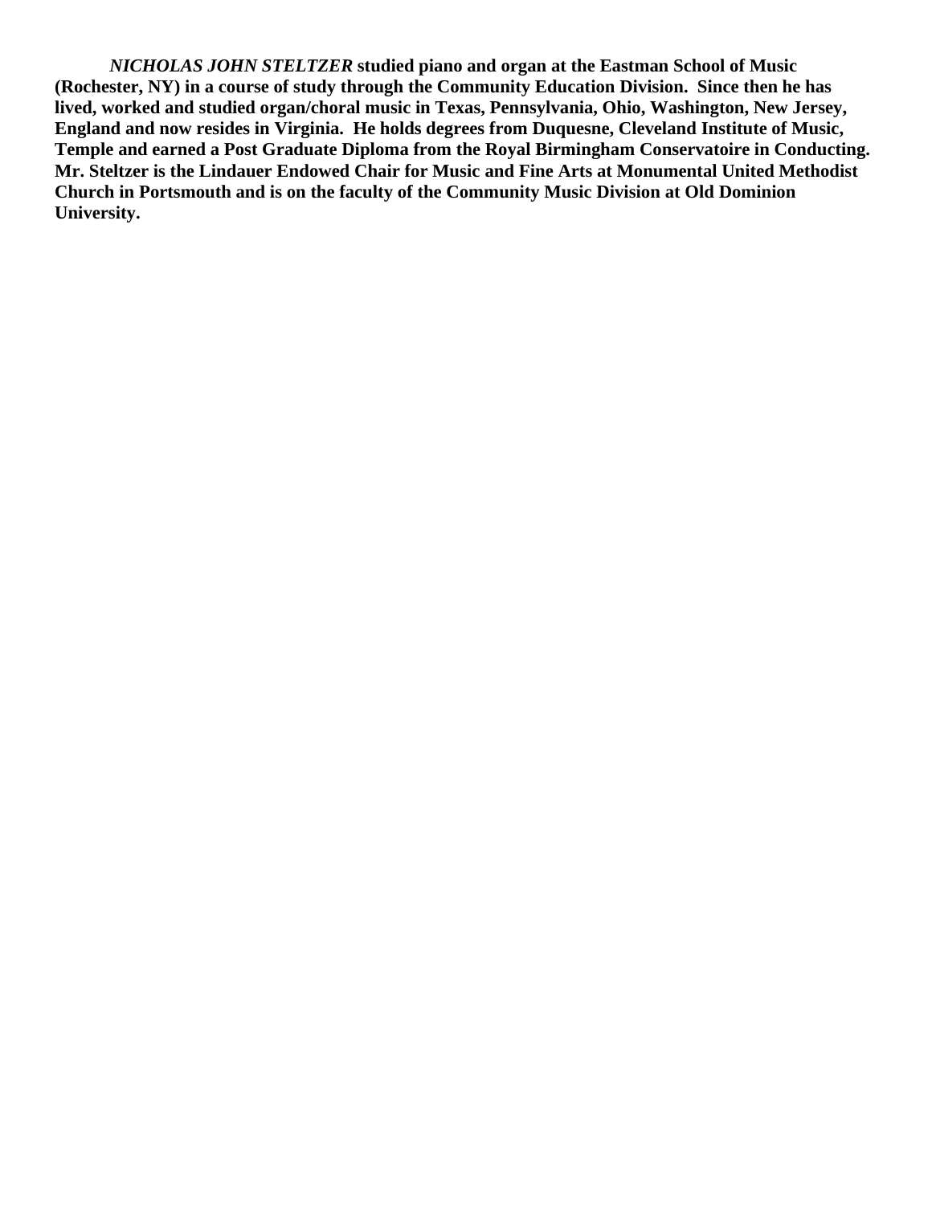***NICHOLAS JOHN STELTZER*** **studied piano and organ at the Eastman School of Music (Rochester, NY) in a course of study through the Community Education Division. Since then he has lived, worked and studied organ/choral music in Texas, Pennsylvania, Ohio, Washington, New Jersey, England and now resides in Virginia. He holds degrees from Duquesne, Cleveland Institute of Music, Temple and earned a Post Graduate Diploma from the Royal Birmingham Conservatoire in Conducting. Mr. Steltzer is the Lindauer Endowed Chair for Music and Fine Arts at Monumental United Methodist Church in Portsmouth and is on the faculty of the Community Music Division at Old Dominion University.**